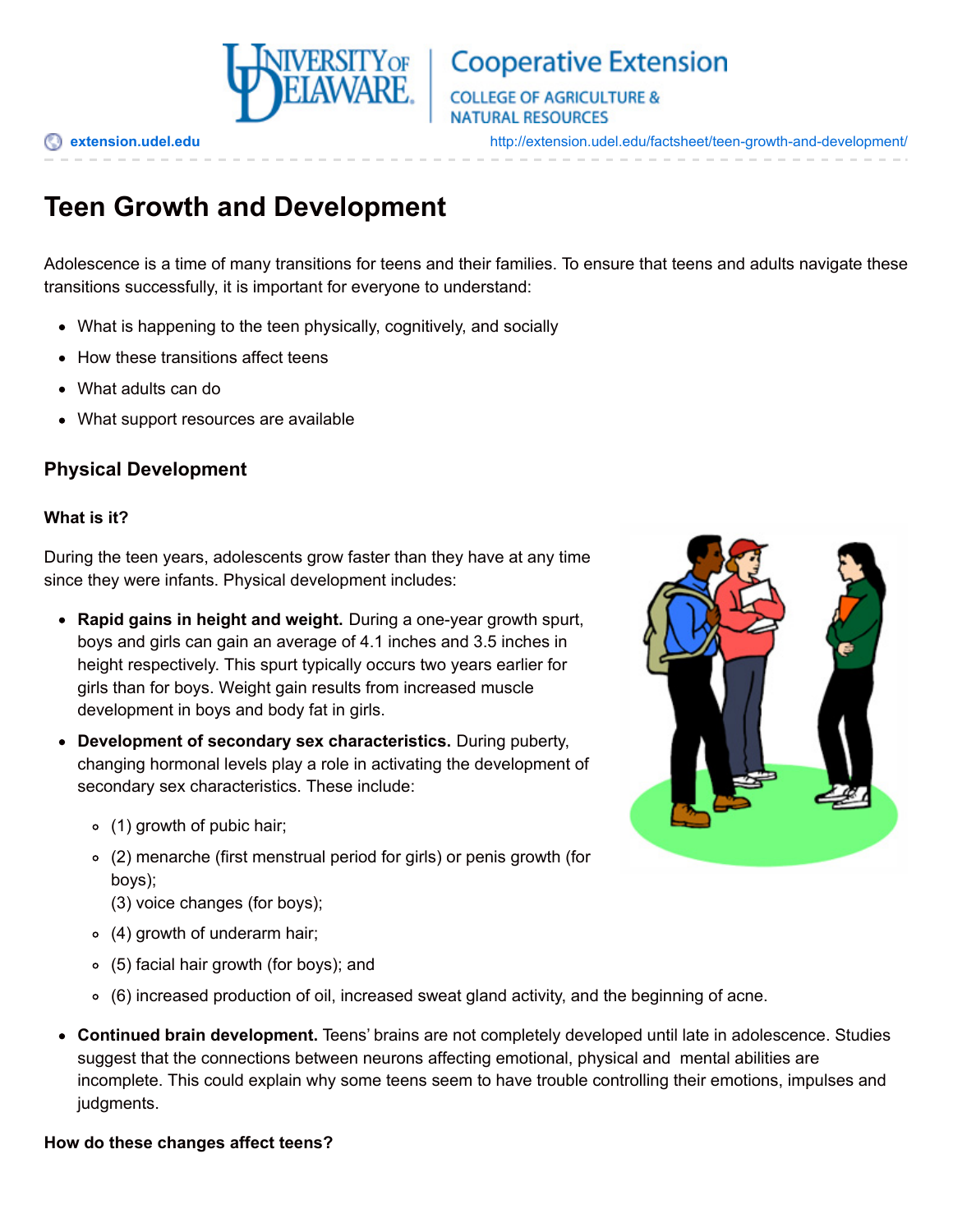# Teen Growth and Development

Adolescence is a time of many transitions for teens and their families. To ensure that teens and adults navigate these transitions successfully, it is important for everyone to understand:

- What is happening to the teen physically, cognitively, and socially
- How these transitions affect teens
- What adults can do
- What support resources are available

## Physical Development

### What is it?

During the teen years, adolescents grow faster than they have at any time since they were infants. Physical development includes:

- **Rapid gains in height and weight.** During a one-year growth spurt, boys and girls can gain an average of 4.1 inches and 3.5 inches in height respectively. This spurt typically occurs two years earlier for girls than for boys. Weight gain results from increased muscle development in boys and body fat in girls.
- **Development of secondary sex characteristics.** During puberty, changing hormonal levels play a role in activating the development of secondary sex characteristics. These include:
  - (1) growth of pubic hair;
  - (2) menarche (first menstrual period for girls) or penis growth (for boys);
    (3) voice changes (for boys);
  - (4) growth of underarm hair;
  - (5) facial hair growth (for boys); and
  - (6) increased production of oil, increased sweat gland activity, and the beginning of acne.
- **Continued brain development.** Teens' brains are not completely developed until late in adolescence. Studies suggest that the connections between neurons affecting emotional, physical and mental abilities are incomplete. This could explain why some teens seem to have trouble controlling their emotions, impulses and judgments.

### How do these changes affect teens?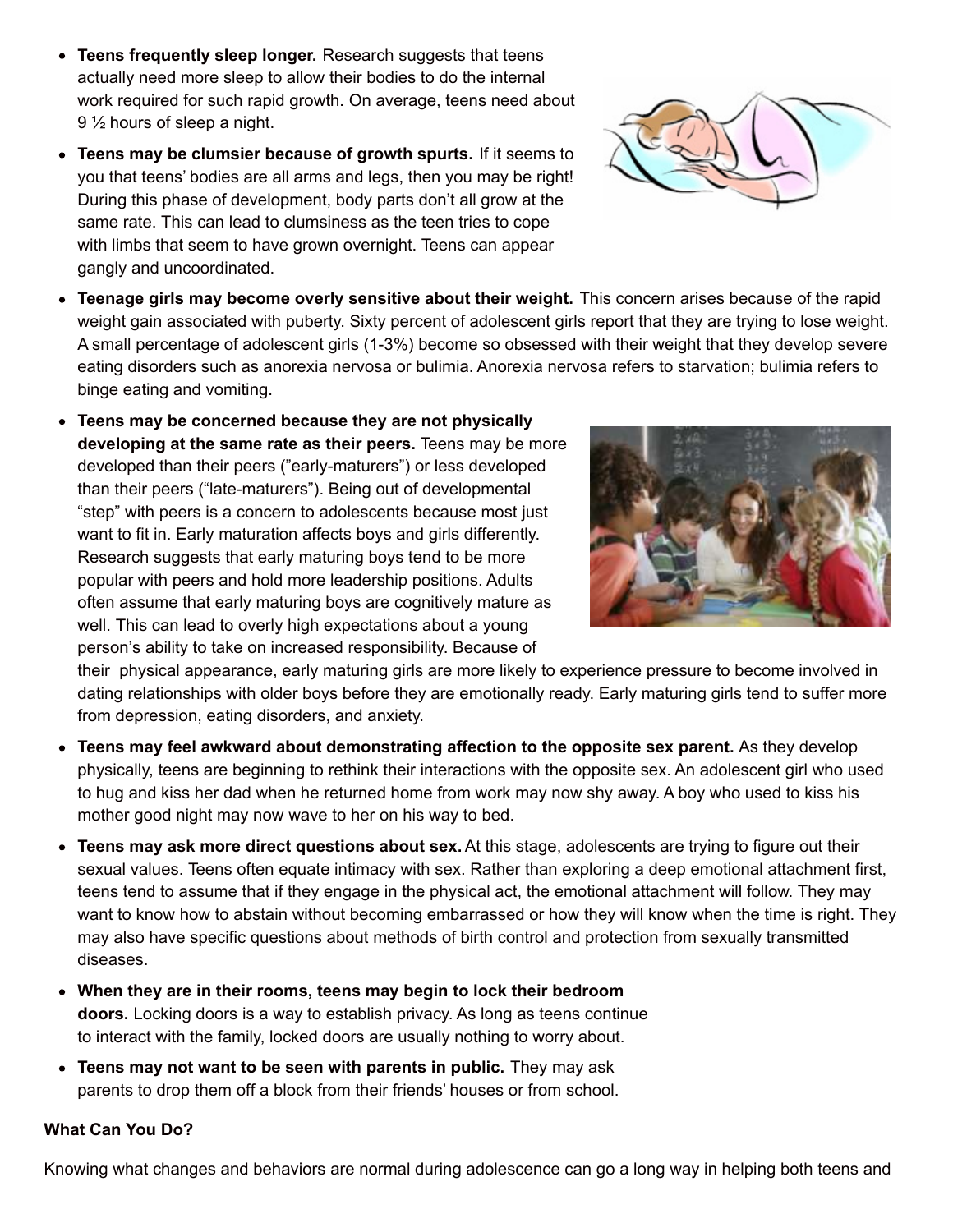- **Teens frequently sleep longer.** Research suggests that teens actually need more sleep to allow their bodies to do the internal work required for such rapid growth. On average, teens need about 9 ½ hours of sleep a night.
- **Teens may be clumsier because of growth spurts.** If it seems to you that teens' bodies are all arms and legs, then you may be right! During this phase of development, body parts don't all grow at the same rate. This can lead to clumsiness as the teen tries to cope with limbs that seem to have grown overnight. Teens can appear gangly and uncoordinated.
- **Teenage girls may become overly sensitive about their weight.** This concern arises because of the rapid weight gain associated with puberty. Sixty percent of adolescent girls report that they are trying to lose weight. A small percentage of adolescent girls (1-3%) become so obsessed with their weight that they develop severe eating disorders such as anorexia nervosa or bulimia. Anorexia nervosa refers to starvation; bulimia refers to binge eating and vomiting.
- **Teens may be concerned because they are not physically developing at the same rate as their peers.** Teens may be more developed than their peers ("early-maturers") or less developed than their peers ("late-maturers"). Being out of developmental "step" with peers is a concern to adolescents because most just want to fit in. Early maturation affects boys and girls differently. Research suggests that early maturing boys tend to be more popular with peers and hold more leadership positions. Adults often assume that early maturing boys are cognitively mature as well. This can lead to overly high expectations about a young person's ability to take on increased responsibility. Because of their physical appearance, early maturing girls are more likely to experience pressure to become involved in dating relationships with older boys before they are emotionally ready. Early maturing girls tend to suffer more from depression, eating disorders, and anxiety.
- **Teens may feel awkward about demonstrating affection to the opposite sex parent.** As they develop physically, teens are beginning to rethink their interactions with the opposite sex. An adolescent girl who used to hug and kiss her dad when he returned home from work may now shy away. A boy who used to kiss his mother good night may now wave to her on his way to bed.
- **Teens may ask more direct questions about sex.** At this stage, adolescents are trying to figure out their sexual values. Teens often equate intimacy with sex. Rather than exploring a deep emotional attachment first, teens tend to assume that if they engage in the physical act, the emotional attachment will follow. They may want to know how to abstain without becoming embarrassed or how they will know when the time is right. They may also have specific questions about methods of birth control and protection from sexually transmitted diseases.
- **When they are in their rooms, teens may begin to lock their bedroom doors.** Locking doors is a way to establish privacy. As long as teens continue to interact with the family, locked doors are usually nothing to worry about.
- **Teens may not want to be seen with parents in public.** They may ask parents to drop them off a block from their friends' houses or from school.

**What Can You Do?**

Knowing what changes and behaviors are normal during adolescence can go a long way in helping both teens and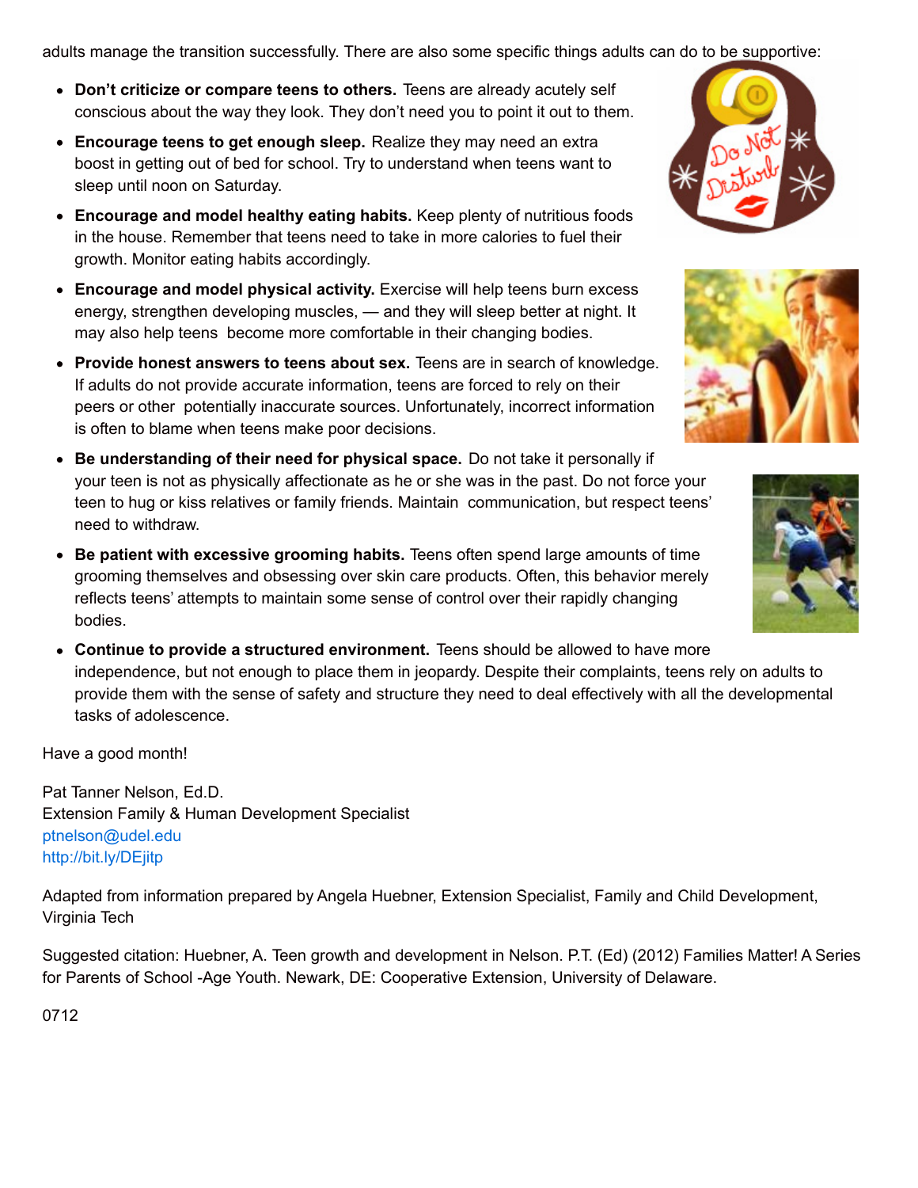adults manage the transition successfully. There are also some specific things adults can do to be supportive:

- **Don't criticize or compare teens to others.** Teens are already acutely self conscious about the way they look. They don't need you to point it out to them.
- **Encourage teens to get enough sleep.** Realize they may need an extra boost in getting out of bed for school. Try to understand when teens want to sleep until noon on Saturday.
- **Encourage and model healthy eating habits.** Keep plenty of nutritious foods in the house. Remember that teens need to take in more calories to fuel their growth. Monitor eating habits accordingly.
- **Encourage and model physical activity.** Exercise will help teens burn excess energy, strengthen developing muscles, — and they will sleep better at night. It may also help teens become more comfortable in their changing bodies.
- **Provide honest answers to teens about sex.** Teens are in search of knowledge. If adults do not provide accurate information, teens are forced to rely on their peers or other potentially inaccurate sources. Unfortunately, incorrect information is often to blame when teens make poor decisions.
- **Be understanding of their need for physical space.** Do not take it personally if your teen is not as physically affectionate as he or she was in the past. Do not force your teen to hug or kiss relatives or family friends. Maintain communication, but respect teens' need to withdraw.
- **Be patient with excessive grooming habits.** Teens often spend large amounts of time grooming themselves and obsessing over skin care products. Often, this behavior merely reflects teens' attempts to maintain some sense of control over their rapidly changing bodies.
- **Continue to provide a structured environment.** Teens should be allowed to have more independence, but not enough to place them in jeopardy. Despite their complaints, teens rely on adults to provide them with the sense of safety and structure they need to deal effectively with all the developmental tasks of adolescence.

Have a good month!

Pat Tanner Nelson, Ed.D.
Extension Family & Human Development Specialist
ptnelson@udel.edu
http://bit.ly/DEjitp

Adapted from information prepared by Angela Huebner, Extension Specialist, Family and Child Development, Virginia Tech

Suggested citation: Huebner, A. Teen growth and development in Nelson. P.T. (Ed) (2012) Families Matter! A Series for Parents of School -Age Youth. Newark, DE: Cooperative Extension, University of Delaware.

0712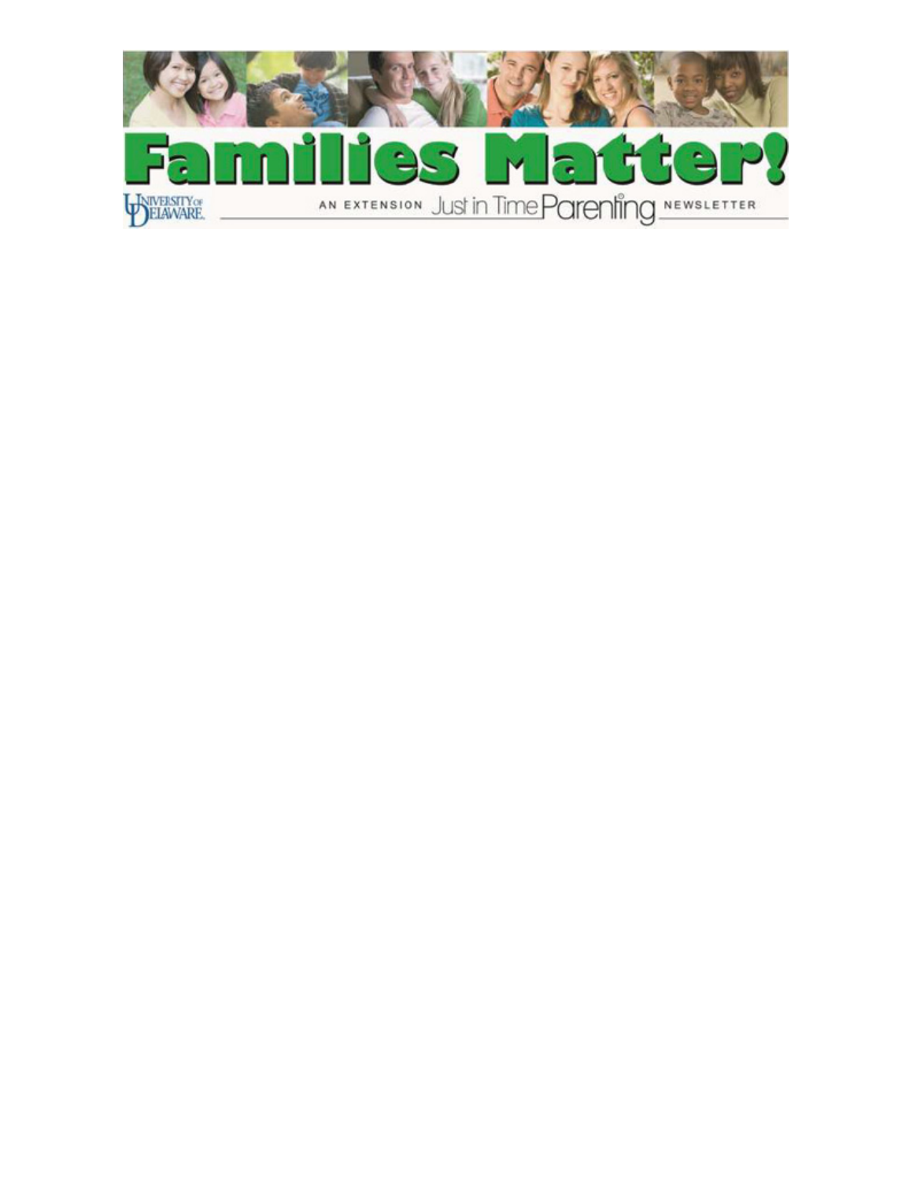# Families Matter!

UNIVERSITY OF DELAWARE

AN EXTENSION Just in Time Parenting NEWSLETTER